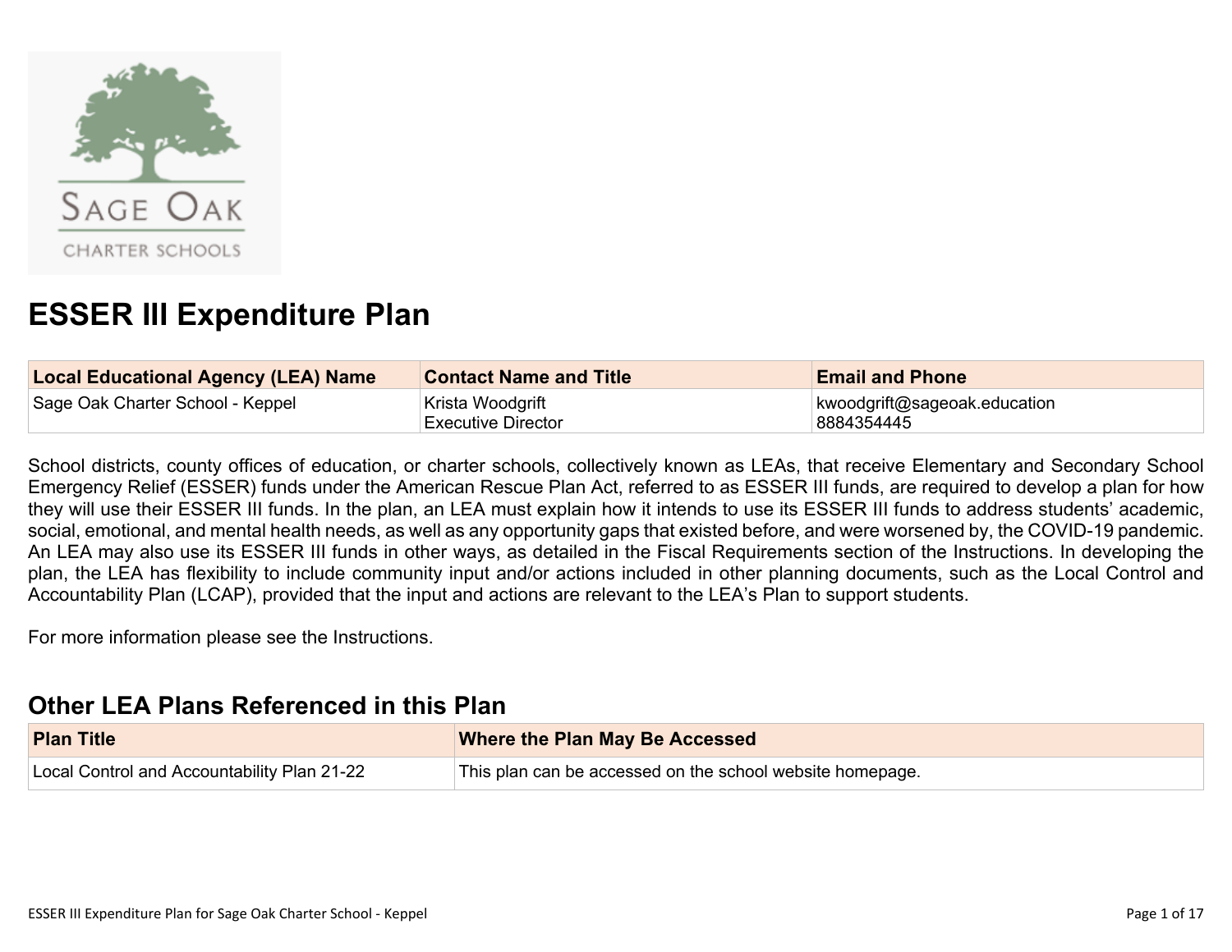# ESSER III Expenditure Plan

| Local Educational Agency (LEA) Name | Contact Name and Title | Email and Phone |
| --- | --- | --- |
| Sage Oak Charter School - Keppel | Krista Woodgrift<br>Executive Director | kwoodgrift@sageoak.education<br>8884354445 |

School districts, county offices of education, or charter schools, collectively known as LEAs, that receive Elementary and Secondary School Emergency Relief (ESSER) funds under the American Rescue Plan Act, referred to as ESSER III funds, are required to develop a plan for how they will use their ESSER III funds. In the plan, an LEA must explain how it intends to use its ESSER III funds to address students' academic, social, emotional, and mental health needs, as well as any opportunity gaps that existed before, and were worsened by, the COVID-19 pandemic. An LEA may also use its ESSER III funds in other ways, as detailed in the Fiscal Requirements section of the Instructions. In developing the plan, the LEA has flexibility to include community input and/or actions included in other planning documents, such as the Local Control and Accountability Plan (LCAP), provided that the input and actions are relevant to the LEA's Plan to support students.

For more information please see the Instructions.

## Other LEA Plans Referenced in this Plan

| Plan Title | Where the Plan May Be Accessed |
| --- | --- |
| Local Control and Accountability Plan 21-22 | This plan can be accessed on the school website homepage. |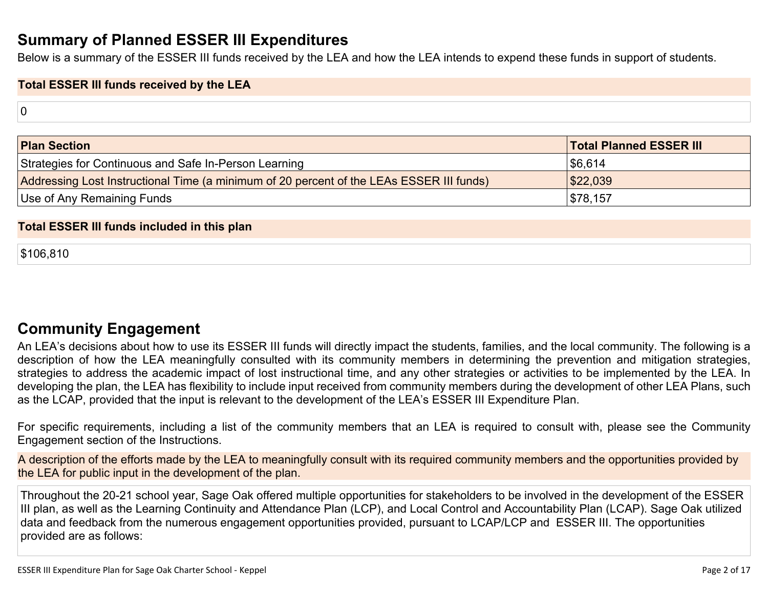## Summary of Planned ESSER III Expenditures

Below is a summary of the ESSER III funds received by the LEA and how the LEA intends to expend these funds in support of students.

**Total ESSER III funds received by the LEA**

0

| Plan Section | Total Planned ESSER III |
|---|---|
| Strategies for Continuous and Safe In-Person Learning | $6,614 |
| Addressing Lost Instructional Time (a minimum of 20 percent of the LEAs ESSER III funds) | $22,039 |
| Use of Any Remaining Funds | $78,157 |

**Total ESSER III funds included in this plan**

$106,810

## Community Engagement

An LEA's decisions about how to use its ESSER III funds will directly impact the students, families, and the local community. The following is a description of how the LEA meaningfully consulted with its community members in determining the prevention and mitigation strategies, strategies to address the academic impact of lost instructional time, and any other strategies or activities to be implemented by the LEA. In developing the plan, the LEA has flexibility to include input received from community members during the development of other LEA Plans, such as the LCAP, provided that the input is relevant to the development of the LEA's ESSER III Expenditure Plan.

For specific requirements, including a list of the community members that an LEA is required to consult with, please see the Community Engagement section of the Instructions.

A description of the efforts made by the LEA to meaningfully consult with its required community members and the opportunities provided by the LEA for public input in the development of the plan.

Throughout the 20-21 school year, Sage Oak offered multiple opportunities for stakeholders to be involved in the development of the ESSER III plan, as well as the Learning Continuity and Attendance Plan (LCP), and Local Control and Accountability Plan (LCAP). Sage Oak utilized data and feedback from the numerous engagement opportunities provided, pursuant to LCAP/LCP and ESSER III. The opportunities provided are as follows: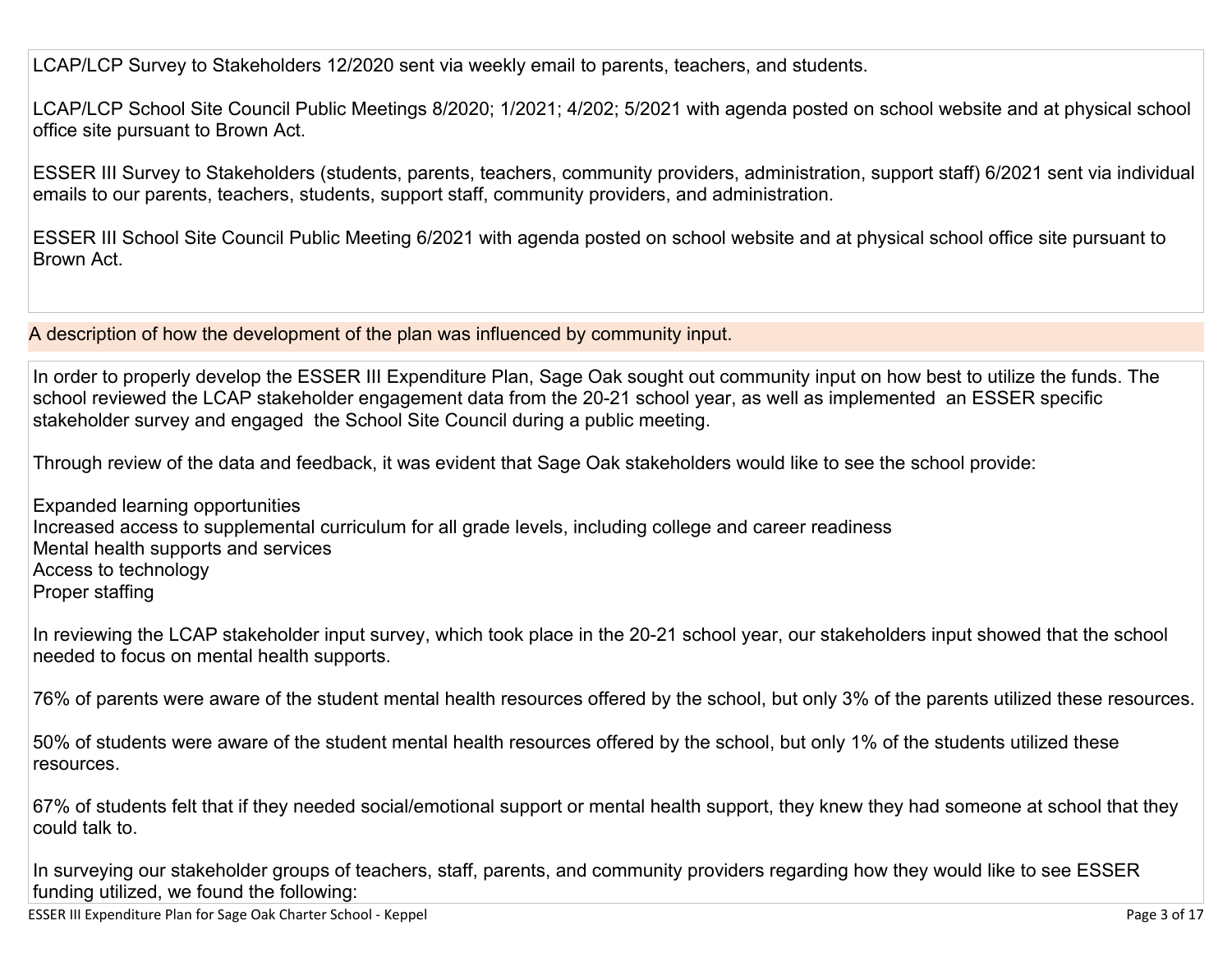LCAP/LCP Survey to Stakeholders 12/2020 sent via weekly email to parents, teachers, and students.

LCAP/LCP School Site Council Public Meetings 8/2020; 1/2021; 4/202; 5/2021 with agenda posted on school website and at physical school office site pursuant to Brown Act.

ESSER III Survey to Stakeholders (students, parents, teachers, community providers, administration, support staff) 6/2021 sent via individual emails to our parents, teachers, students, support staff, community providers, and administration.

ESSER III School Site Council Public Meeting 6/2021 with agenda posted on school website and at physical school office site pursuant to Brown Act.

## A description of how the development of the plan was influenced by community input.

In order to properly develop the ESSER III Expenditure Plan, Sage Oak sought out community input on how best to utilize the funds. The school reviewed the LCAP stakeholder engagement data from the 20-21 school year, as well as implemented an ESSER specific stakeholder survey and engaged the School Site Council during a public meeting.

Through review of the data and feedback, it was evident that Sage Oak stakeholders would like to see the school provide:

Expanded learning opportunities
Increased access to supplemental curriculum for all grade levels, including college and career readiness
Mental health supports and services
Access to technology
Proper staffing

In reviewing the LCAP stakeholder input survey, which took place in the 20-21 school year, our stakeholders input showed that the school needed to focus on mental health supports.

76% of parents were aware of the student mental health resources offered by the school, but only 3% of the parents utilized these resources.

50% of students were aware of the student mental health resources offered by the school, but only 1% of the students utilized these resources.

67% of students felt that if they needed social/emotional support or mental health support, they knew they had someone at school that they could talk to.

In surveying our stakeholder groups of teachers, staff, parents, and community providers regarding how they would like to see ESSER funding utilized, we found the following: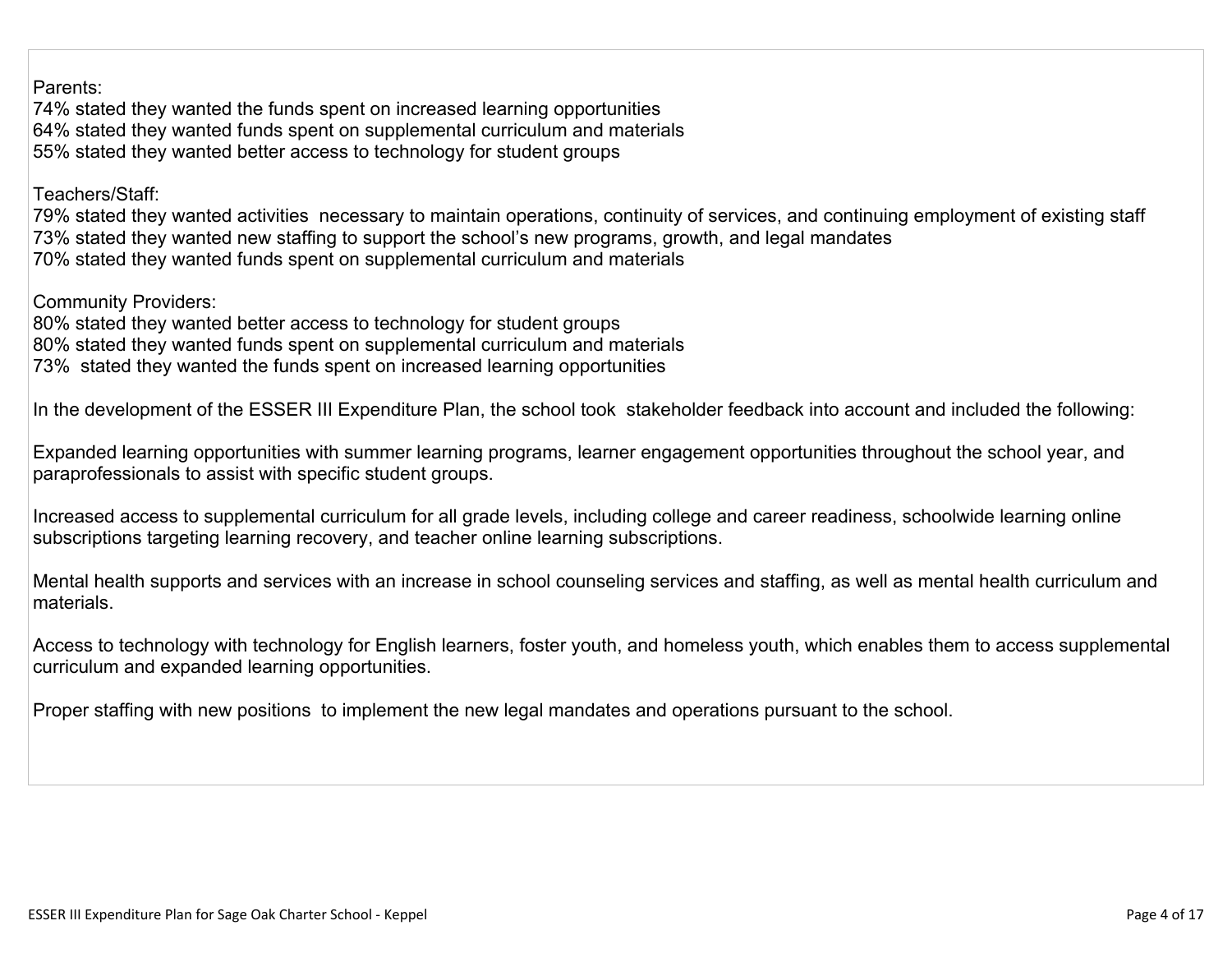Parents:
74% stated they wanted the funds spent on increased learning opportunities
64% stated they wanted funds spent on supplemental curriculum and materials
55% stated they wanted better access to technology for student groups

Teachers/Staff:
79% stated they wanted activities necessary to maintain operations, continuity of services, and continuing employment of existing staff
73% stated they wanted new staffing to support the school's new programs, growth, and legal mandates
70% stated they wanted funds spent on supplemental curriculum and materials

Community Providers:
80% stated they wanted better access to technology for student groups
80% stated they wanted funds spent on supplemental curriculum and materials
73% stated they wanted the funds spent on increased learning opportunities

In the development of the ESSER III Expenditure Plan, the school took stakeholder feedback into account and included the following:

Expanded learning opportunities with summer learning programs, learner engagement opportunities throughout the school year, and paraprofessionals to assist with specific student groups.

Increased access to supplemental curriculum for all grade levels, including college and career readiness, schoolwide learning online subscriptions targeting learning recovery, and teacher online learning subscriptions.

Mental health supports and services with an increase in school counseling services and staffing, as well as mental health curriculum and materials.

Access to technology with technology for English learners, foster youth, and homeless youth, which enables them to access supplemental curriculum and expanded learning opportunities.

Proper staffing with new positions to implement the new legal mandates and operations pursuant to the school.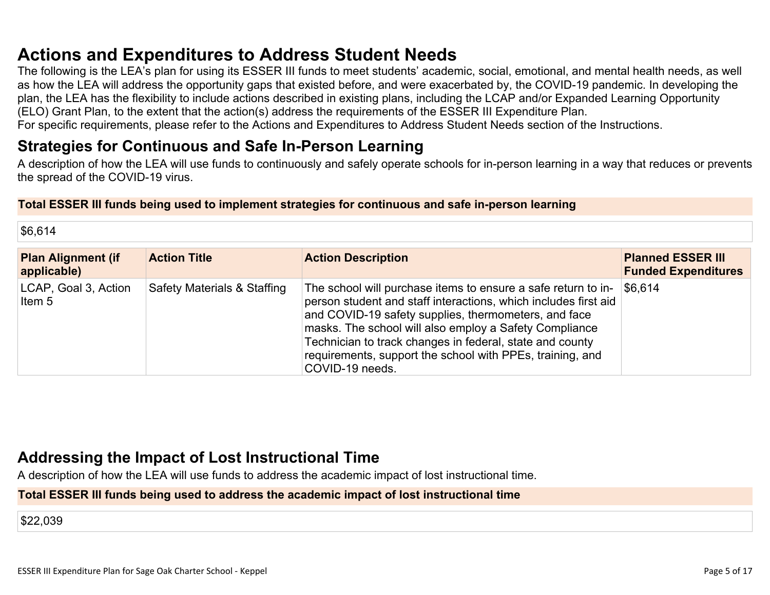# Actions and Expenditures to Address Student Needs

The following is the LEA's plan for using its ESSER III funds to meet students' academic, social, emotional, and mental health needs, as well as how the LEA will address the opportunity gaps that existed before, and were exacerbated by, the COVID-19 pandemic. In developing the plan, the LEA has the flexibility to include actions described in existing plans, including the LCAP and/or Expanded Learning Opportunity (ELO) Grant Plan, to the extent that the action(s) address the requirements of the ESSER III Expenditure Plan.
For specific requirements, please refer to the Actions and Expenditures to Address Student Needs section of the Instructions.

## Strategies for Continuous and Safe In-Person Learning

A description of how the LEA will use funds to continuously and safely operate schools for in-person learning in a way that reduces or prevents the spread of the COVID-19 virus.

**Total ESSER III funds being used to implement strategies for continuous and safe in-person learning**

$6,614

| Plan Alignment (if applicable) | Action Title | Action Description | Planned ESSER III Funded Expenditures |
| --- | --- | --- | --- |
| LCAP, Goal 3, Action Item 5 | Safety Materials & Staffing | The school will purchase items to ensure a safe return to in-person student and staff interactions, which includes first aid and COVID-19 safety supplies, thermometers, and face masks. The school will also employ a Safety Compliance Technician to track changes in federal, state and county requirements, support the school with PPEs, training, and COVID-19 needs. | $6,614 |

## Addressing the Impact of Lost Instructional Time

A description of how the LEA will use funds to address the academic impact of lost instructional time.

**Total ESSER III funds being used to address the academic impact of lost instructional time**

$22,039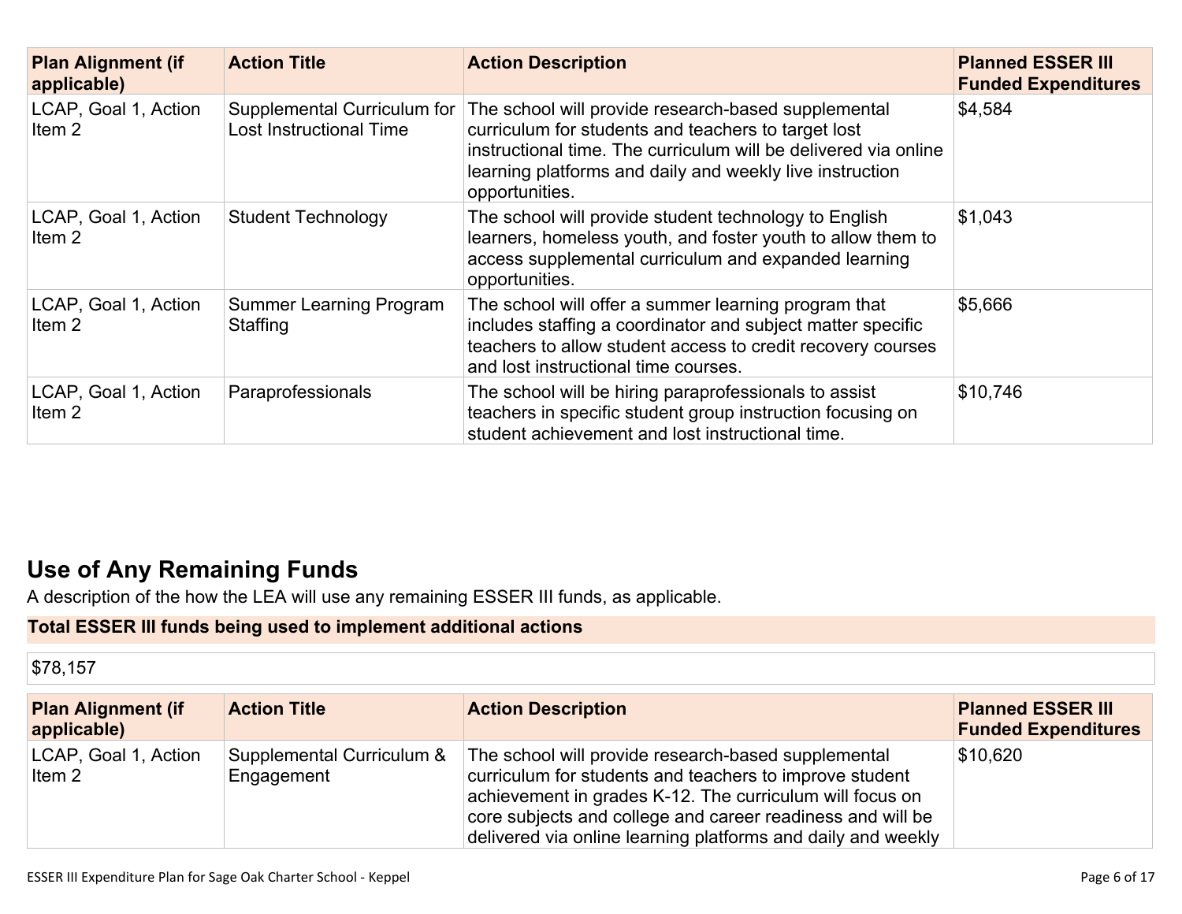| Plan Alignment (if applicable) | Action Title | Action Description | Planned ESSER III Funded Expenditures |
|---|---|---|---|
| LCAP, Goal 1, Action Item 2 | Supplemental Curriculum for Lost Instructional Time | The school will provide research-based supplemental curriculum for students and teachers to target lost instructional time. The curriculum will be delivered via online learning platforms and daily and weekly live instruction opportunities. | $4,584 |
| LCAP, Goal 1, Action Item 2 | Student Technology | The school will provide student technology to English learners, homeless youth, and foster youth to allow them to access supplemental curriculum and expanded learning opportunities. | $1,043 |
| LCAP, Goal 1, Action Item 2 | Summer Learning Program Staffing | The school will offer a summer learning program that includes staffing a coordinator and subject matter specific teachers to allow student access to credit recovery courses and lost instructional time courses. | $5,666 |
| LCAP, Goal 1, Action Item 2 | Paraprofessionals | The school will be hiring paraprofessionals to assist teachers in specific student group instruction focusing on student achievement and lost instructional time. | $10,746 |

## Use of Any Remaining Funds

A description of the how the LEA will use any remaining ESSER III funds, as applicable.

**Total ESSER III funds being used to implement additional actions**

$78,157

| Plan Alignment (if applicable) | Action Title | Action Description | Planned ESSER III Funded Expenditures |
|---|---|---|---|
| LCAP, Goal 1, Action Item 2 | Supplemental Curriculum & Engagement | The school will provide research-based supplemental curriculum for students and teachers to improve student achievement in grades K-12. The curriculum will focus on core subjects and college and career readiness and will be delivered via online learning platforms and daily and weekly | $10,620 |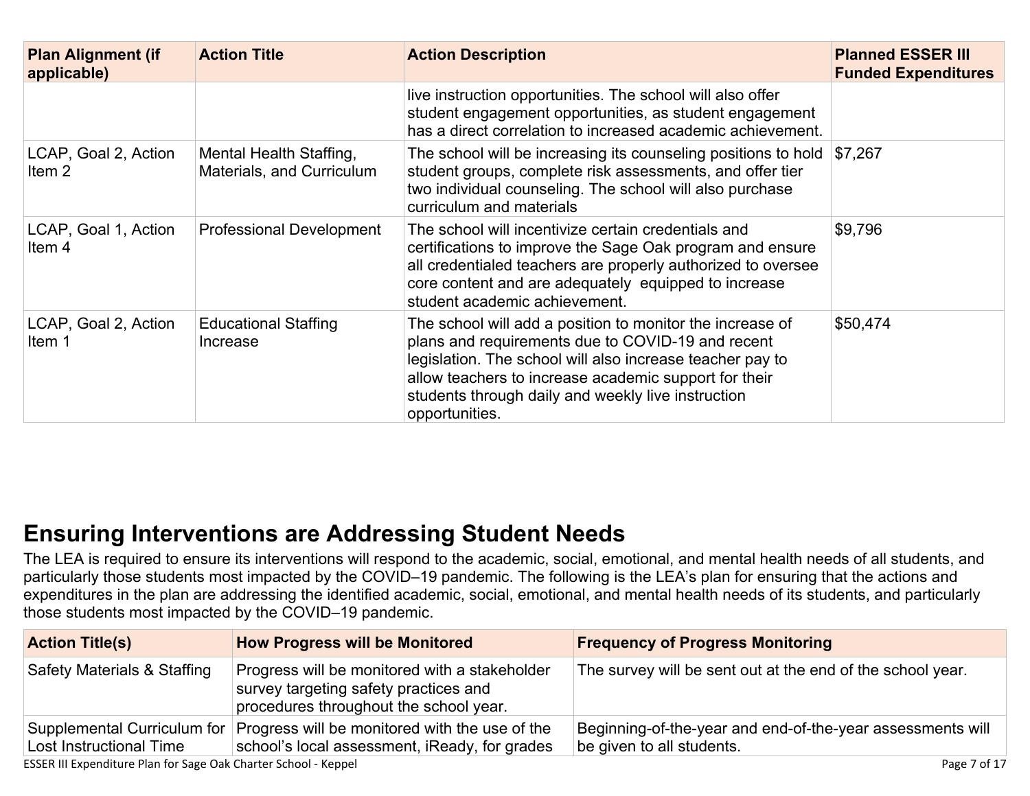| Plan Alignment (if applicable) | Action Title | Action Description | Planned ESSER III Funded Expenditures |
|---|---|---|---|
| | | live instruction opportunities. The school will also offer student engagement opportunities, as student engagement has a direct correlation to increased academic achievement. | |
| LCAP, Goal 2, Action Item 2 | Mental Health Staffing, Materials, and Curriculum | The school will be increasing its counseling positions to hold student groups, complete risk assessments, and offer tier two individual counseling. The school will also purchase curriculum and materials | $7,267 |
| LCAP, Goal 1, Action Item 4 | Professional Development | The school will incentivize certain credentials and certifications to improve the Sage Oak program and ensure all credentialed teachers are properly authorized to oversee core content and are adequately equipped to increase student academic achievement. | $9,796 |
| LCAP, Goal 2, Action Item 1 | Educational Staffing Increase | The school will add a position to monitor the increase of plans and requirements due to COVID-19 and recent legislation. The school will also increase teacher pay to allow teachers to increase academic support for their students through daily and weekly live instruction opportunities. | $50,474 |

## Ensuring Interventions are Addressing Student Needs

The LEA is required to ensure its interventions will respond to the academic, social, emotional, and mental health needs of all students, and particularly those students most impacted by the COVID–19 pandemic. The following is the LEA's plan for ensuring that the actions and expenditures in the plan are addressing the identified academic, social, emotional, and mental health needs of its students, and particularly those students most impacted by the COVID–19 pandemic.

| Action Title(s) | How Progress will be Monitored | Frequency of Progress Monitoring |
|---|---|---|
| Safety Materials & Staffing | Progress will be monitored with a stakeholder survey targeting safety practices and procedures throughout the school year. | The survey will be sent out at the end of the school year. |
| Supplemental Curriculum for Lost Instructional Time | Progress will be monitored with the use of the school's local assessment, iReady, for grades | Beginning-of-the-year and end-of-the-year assessments will be given to all students. |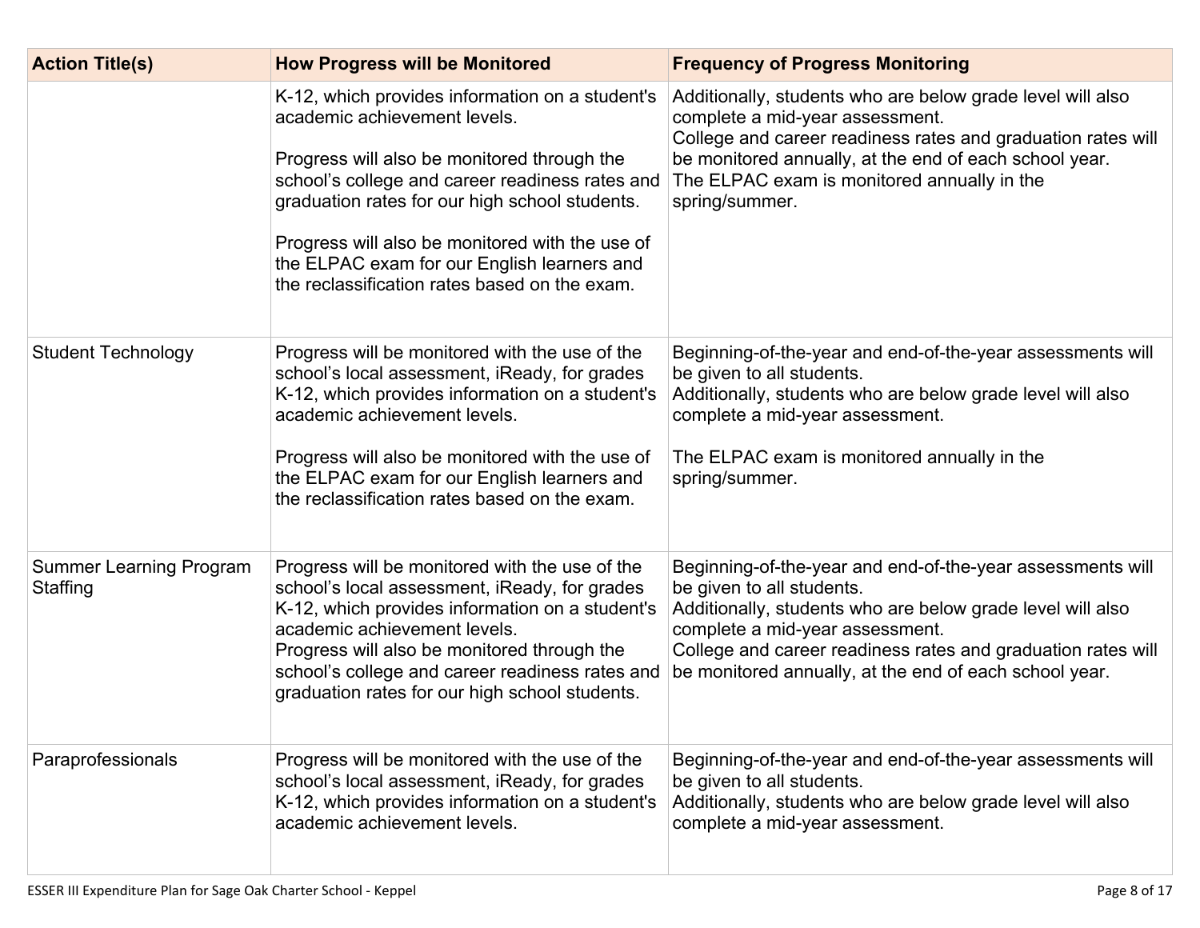| Action Title(s) | How Progress will be Monitored | Frequency of Progress Monitoring |
|---|---|---|
| | K-12, which provides information on a student's academic achievement levels.<br><br>Progress will also be monitored through the school's college and career readiness rates and graduation rates for our high school students.<br><br>Progress will also be monitored with the use of the ELPAC exam for our English learners and the reclassification rates based on the exam. | Additionally, students who are below grade level will also complete a mid-year assessment.<br>College and career readiness rates and graduation rates will be monitored annually, at the end of each school year.<br>The ELPAC exam is monitored annually in the spring/summer. |
| Student Technology | Progress will be monitored with the use of the school's local assessment, iReady, for grades K-12, which provides information on a student's academic achievement levels.<br><br>Progress will also be monitored with the use of the ELPAC exam for our English learners and the reclassification rates based on the exam. | Beginning-of-the-year and end-of-the-year assessments will be given to all students.<br>Additionally, students who are below grade level will also complete a mid-year assessment.<br><br>The ELPAC exam is monitored annually in the spring/summer. |
| Summer Learning Program Staffing | Progress will be monitored with the use of the school's local assessment, iReady, for grades K-12, which provides information on a student's academic achievement levels.<br>Progress will also be monitored through the school's college and career readiness rates and graduation rates for our high school students. | Beginning-of-the-year and end-of-the-year assessments will be given to all students.<br>Additionally, students who are below grade level will also complete a mid-year assessment.<br>College and career readiness rates and graduation rates will be monitored annually, at the end of each school year. |
| Paraprofessionals | Progress will be monitored with the use of the school's local assessment, iReady, for grades K-12, which provides information on a student's academic achievement levels. | Beginning-of-the-year and end-of-the-year assessments will be given to all students.<br>Additionally, students who are below grade level will also complete a mid-year assessment. |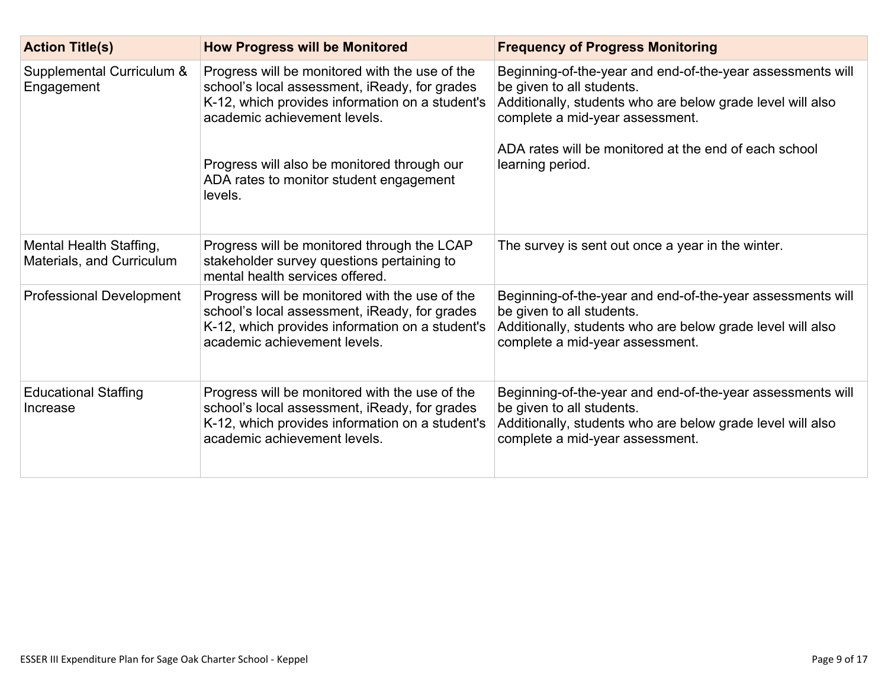| Action Title(s) | How Progress will be Monitored | Frequency of Progress Monitoring |
|---|---|---|
| Supplemental Curriculum & Engagement | Progress will be monitored with the use of the school's local assessment, iReady, for grades K-12, which provides information on a student's academic achievement levels.<br><br>Progress will also be monitored through our ADA rates to monitor student engagement levels. | Beginning-of-the-year and end-of-the-year assessments will be given to all students.<br>Additionally, students who are below grade level will also complete a mid-year assessment.<br><br>ADA rates will be monitored at the end of each school learning period. |
| Mental Health Staffing, Materials, and Curriculum | Progress will be monitored through the LCAP stakeholder survey questions pertaining to mental health services offered. | The survey is sent out once a year in the winter. |
| Professional Development | Progress will be monitored with the use of the school's local assessment, iReady, for grades K-12, which provides information on a student's academic achievement levels. | Beginning-of-the-year and end-of-the-year assessments will be given to all students.<br>Additionally, students who are below grade level will also complete a mid-year assessment. |
| Educational Staffing Increase | Progress will be monitored with the use of the school's local assessment, iReady, for grades K-12, which provides information on a student's academic achievement levels. | Beginning-of-the-year and end-of-the-year assessments will be given to all students.<br>Additionally, students who are below grade level will also complete a mid-year assessment. |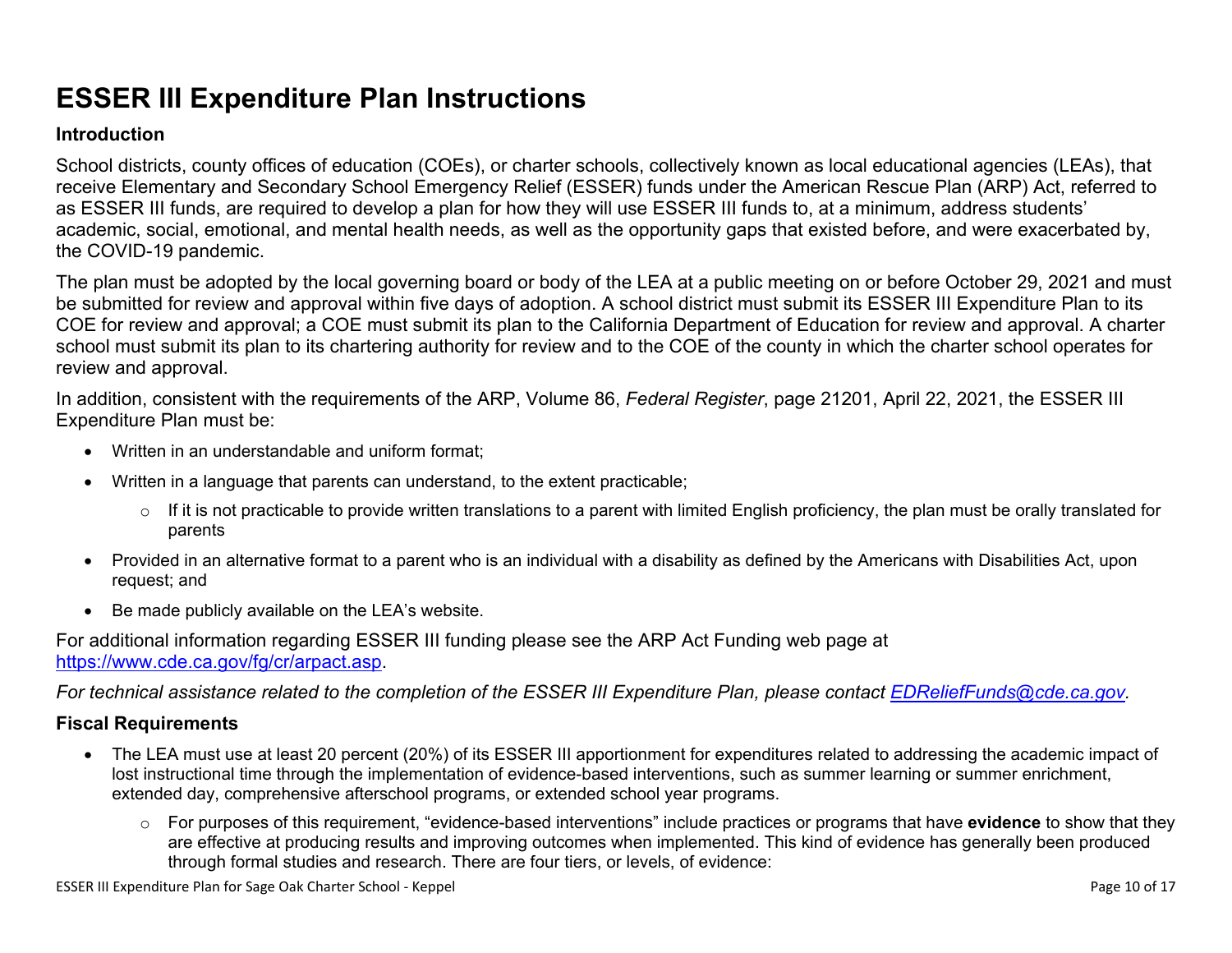# ESSER III Expenditure Plan Instructions

## Introduction

School districts, county offices of education (COEs), or charter schools, collectively known as local educational agencies (LEAs), that receive Elementary and Secondary School Emergency Relief (ESSER) funds under the American Rescue Plan (ARP) Act, referred to as ESSER III funds, are required to develop a plan for how they will use ESSER III funds to, at a minimum, address students' academic, social, emotional, and mental health needs, as well as the opportunity gaps that existed before, and were exacerbated by, the COVID-19 pandemic.

The plan must be adopted by the local governing board or body of the LEA at a public meeting on or before October 29, 2021 and must be submitted for review and approval within five days of adoption. A school district must submit its ESSER III Expenditure Plan to its COE for review and approval; a COE must submit its plan to the California Department of Education for review and approval. A charter school must submit its plan to its chartering authority for review and to the COE of the county in which the charter school operates for review and approval.

In addition, consistent with the requirements of the ARP, Volume 86, *Federal Register*, page 21201, April 22, 2021, the ESSER III Expenditure Plan must be:

- Written in an understandable and uniform format;
- Written in a language that parents can understand, to the extent practicable;
  - If it is not practicable to provide written translations to a parent with limited English proficiency, the plan must be orally translated for parents
- Provided in an alternative format to a parent who is an individual with a disability as defined by the Americans with Disabilities Act, upon request; and
- Be made publicly available on the LEA's website.

For additional information regarding ESSER III funding please see the ARP Act Funding web page at [https://www.cde.ca.gov/fg/cr/arpact.asp](https://www.cde.ca.gov/fg/cr/arpact.asp).

*For technical assistance related to the completion of the ESSER III Expenditure Plan, please contact [EDReliefFunds@cde.ca.gov](mailto:EDReliefFunds@cde.ca.gov).*

## Fiscal Requirements

- The LEA must use at least 20 percent (20%) of its ESSER III apportionment for expenditures related to addressing the academic impact of lost instructional time through the implementation of evidence-based interventions, such as summer learning or summer enrichment, extended day, comprehensive afterschool programs, or extended school year programs.
  - For purposes of this requirement, "evidence-based interventions" include practices or programs that have **evidence** to show that they are effective at producing results and improving outcomes when implemented. This kind of evidence has generally been produced through formal studies and research. There are four tiers, or levels, of evidence: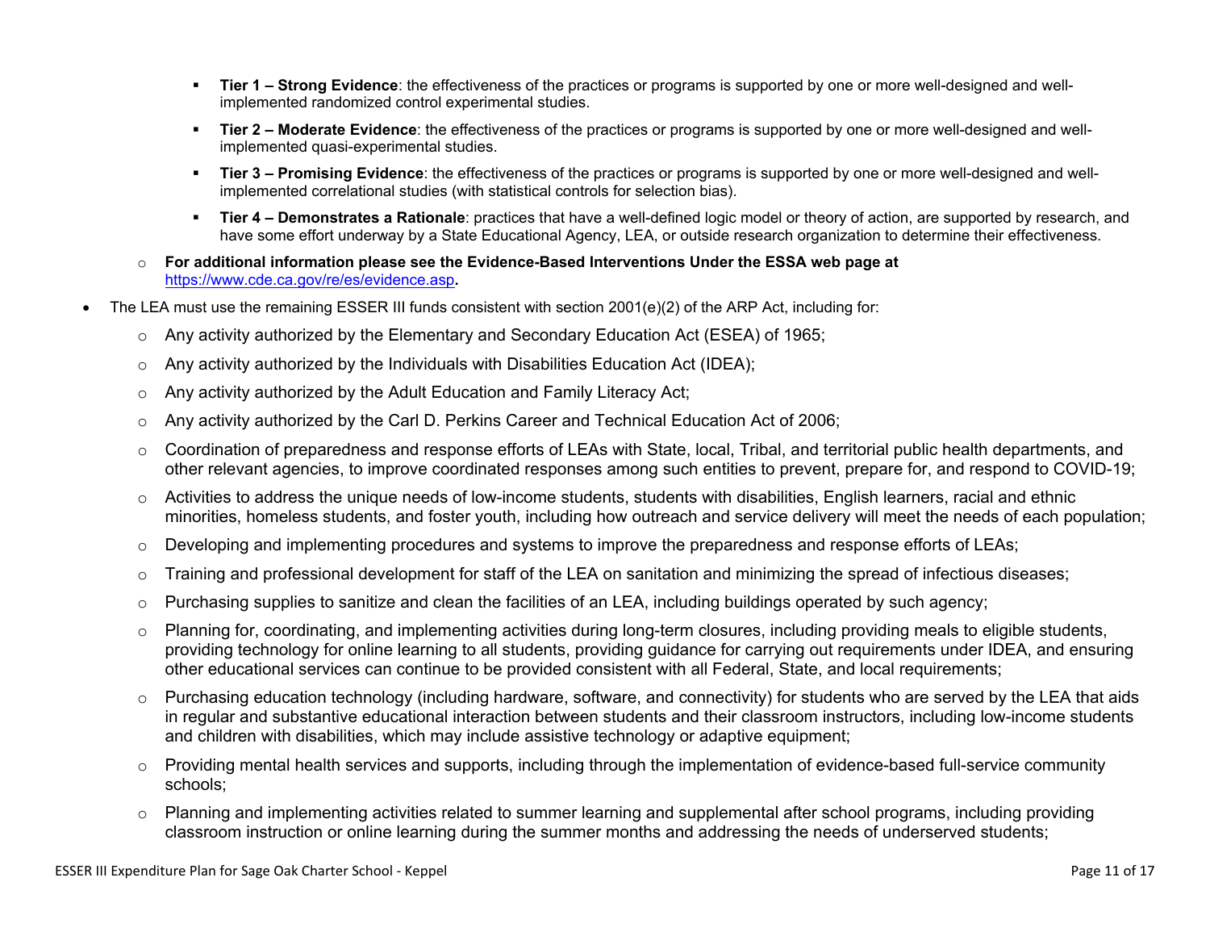- **Tier 1 – Strong Evidence**: the effectiveness of the practices or programs is supported by one or more well-designed and well-implemented randomized control experimental studies.
        - **Tier 2 – Moderate Evidence**: the effectiveness of the practices or programs is supported by one or more well-designed and well-implemented quasi-experimental studies.
        - **Tier 3 – Promising Evidence**: the effectiveness of the practices or programs is supported by one or more well-designed and well-implemented correlational studies (with statistical controls for selection bias).
        - **Tier 4 – Demonstrates a Rationale**: practices that have a well-defined logic model or theory of action, are supported by research, and have some effort underway by a State Educational Agency, LEA, or outside research organization to determine their effectiveness.
    - **For additional information please see the Evidence-Based Interventions Under the ESSA web page at** [https://www.cde.ca.gov/re/es/evidence.asp](https://www.cde.ca.gov/re/es/evidence.asp)**.**
- The LEA must use the remaining ESSER III funds consistent with section 2001(e)(2) of the ARP Act, including for:
    - Any activity authorized by the Elementary and Secondary Education Act (ESEA) of 1965;
    - Any activity authorized by the Individuals with Disabilities Education Act (IDEA);
    - Any activity authorized by the Adult Education and Family Literacy Act;
    - Any activity authorized by the Carl D. Perkins Career and Technical Education Act of 2006;
    - Coordination of preparedness and response efforts of LEAs with State, local, Tribal, and territorial public health departments, and other relevant agencies, to improve coordinated responses among such entities to prevent, prepare for, and respond to COVID-19;
    - Activities to address the unique needs of low-income students, students with disabilities, English learners, racial and ethnic minorities, homeless students, and foster youth, including how outreach and service delivery will meet the needs of each population;
    - Developing and implementing procedures and systems to improve the preparedness and response efforts of LEAs;
    - Training and professional development for staff of the LEA on sanitation and minimizing the spread of infectious diseases;
    - Purchasing supplies to sanitize and clean the facilities of an LEA, including buildings operated by such agency;
    - Planning for, coordinating, and implementing activities during long-term closures, including providing meals to eligible students, providing technology for online learning to all students, providing guidance for carrying out requirements under IDEA, and ensuring other educational services can continue to be provided consistent with all Federal, State, and local requirements;
    - Purchasing education technology (including hardware, software, and connectivity) for students who are served by the LEA that aids in regular and substantive educational interaction between students and their classroom instructors, including low-income students and children with disabilities, which may include assistive technology or adaptive equipment;
    - Providing mental health services and supports, including through the implementation of evidence-based full-service community schools;
    - Planning and implementing activities related to summer learning and supplemental after school programs, including providing classroom instruction or online learning during the summer months and addressing the needs of underserved students;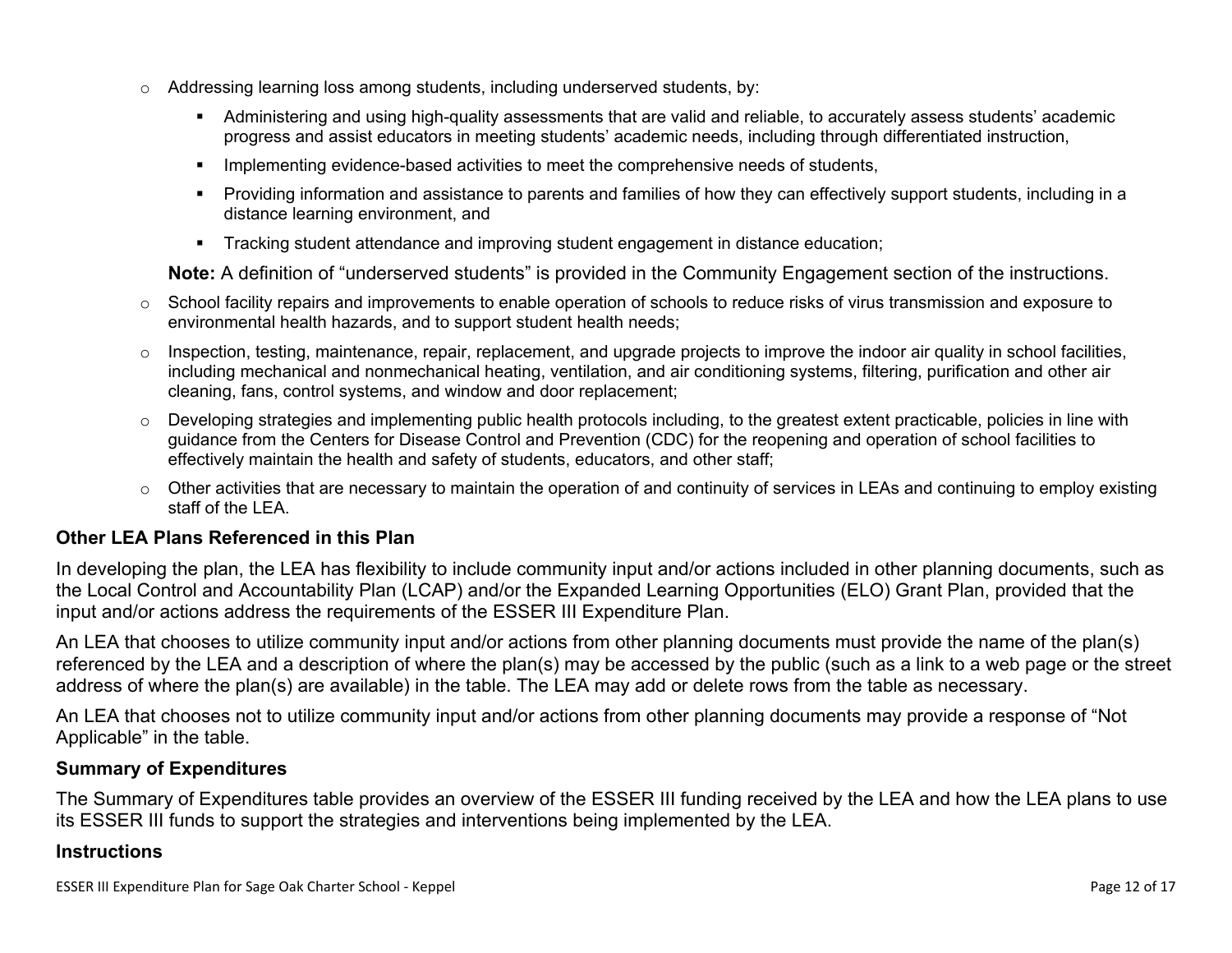- Addressing learning loss among students, including underserved students, by:
  - Administering and using high-quality assessments that are valid and reliable, to accurately assess students' academic progress and assist educators in meeting students' academic needs, including through differentiated instruction,
  - Implementing evidence-based activities to meet the comprehensive needs of students,
  - Providing information and assistance to parents and families of how they can effectively support students, including in a distance learning environment, and
  - Tracking student attendance and improving student engagement in distance education;

  **Note:** A definition of "underserved students" is provided in the Community Engagement section of the instructions.
- School facility repairs and improvements to enable operation of schools to reduce risks of virus transmission and exposure to environmental health hazards, and to support student health needs;
- Inspection, testing, maintenance, repair, replacement, and upgrade projects to improve the indoor air quality in school facilities, including mechanical and nonmechanical heating, ventilation, and air conditioning systems, filtering, purification and other air cleaning, fans, control systems, and window and door replacement;
- Developing strategies and implementing public health protocols including, to the greatest extent practicable, policies in line with guidance from the Centers for Disease Control and Prevention (CDC) for the reopening and operation of school facilities to effectively maintain the health and safety of students, educators, and other staff;
- Other activities that are necessary to maintain the operation of and continuity of services in LEAs and continuing to employ existing staff of the LEA.

### Other LEA Plans Referenced in this Plan

In developing the plan, the LEA has flexibility to include community input and/or actions included in other planning documents, such as the Local Control and Accountability Plan (LCAP) and/or the Expanded Learning Opportunities (ELO) Grant Plan, provided that the input and/or actions address the requirements of the ESSER III Expenditure Plan.

An LEA that chooses to utilize community input and/or actions from other planning documents must provide the name of the plan(s) referenced by the LEA and a description of where the plan(s) may be accessed by the public (such as a link to a web page or the street address of where the plan(s) are available) in the table. The LEA may add or delete rows from the table as necessary.

An LEA that chooses not to utilize community input and/or actions from other planning documents may provide a response of "Not Applicable" in the table.

### Summary of Expenditures

The Summary of Expenditures table provides an overview of the ESSER III funding received by the LEA and how the LEA plans to use its ESSER III funds to support the strategies and interventions being implemented by the LEA.

### Instructions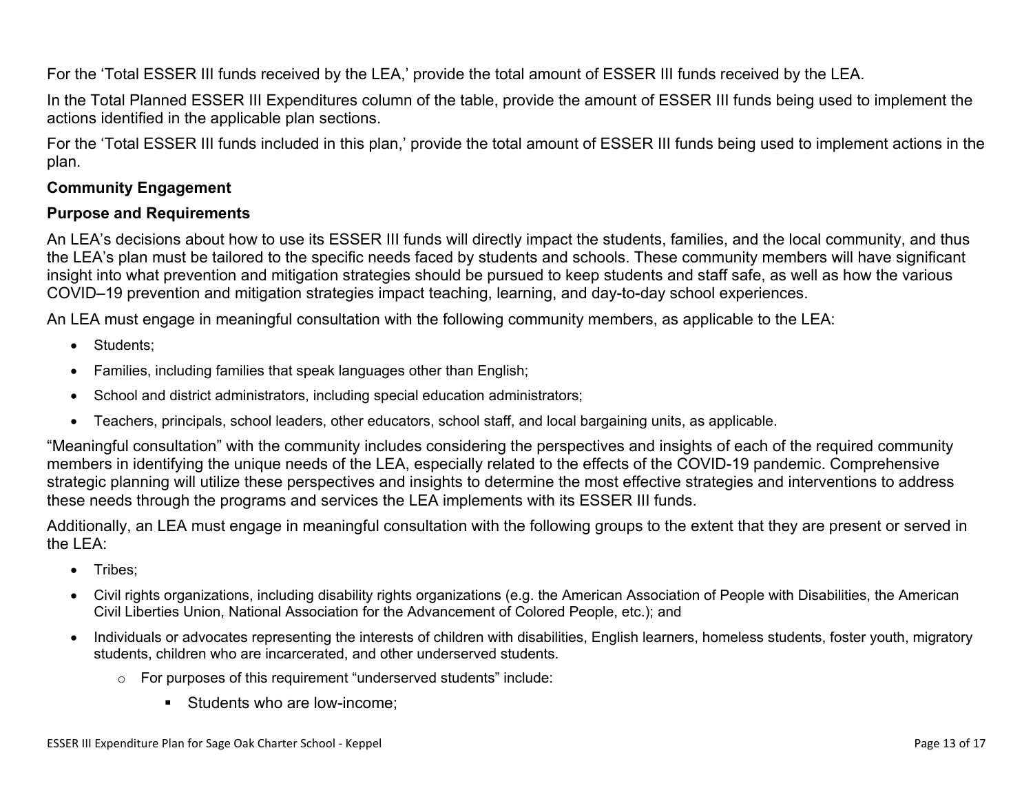For the 'Total ESSER III funds received by the LEA,' provide the total amount of ESSER III funds received by the LEA.

In the Total Planned ESSER III Expenditures column of the table, provide the amount of ESSER III funds being used to implement the actions identified in the applicable plan sections.

For the 'Total ESSER III funds included in this plan,' provide the total amount of ESSER III funds being used to implement actions in the plan.

**Community Engagement**

**Purpose and Requirements**

An LEA's decisions about how to use its ESSER III funds will directly impact the students, families, and the local community, and thus the LEA's plan must be tailored to the specific needs faced by students and schools. These community members will have significant insight into what prevention and mitigation strategies should be pursued to keep students and staff safe, as well as how the various COVID–19 prevention and mitigation strategies impact teaching, learning, and day-to-day school experiences.

An LEA must engage in meaningful consultation with the following community members, as applicable to the LEA:

- Students;
- Families, including families that speak languages other than English;
- School and district administrators, including special education administrators;
- Teachers, principals, school leaders, other educators, school staff, and local bargaining units, as applicable.

"Meaningful consultation" with the community includes considering the perspectives and insights of each of the required community members in identifying the unique needs of the LEA, especially related to the effects of the COVID-19 pandemic. Comprehensive strategic planning will utilize these perspectives and insights to determine the most effective strategies and interventions to address these needs through the programs and services the LEA implements with its ESSER III funds.

Additionally, an LEA must engage in meaningful consultation with the following groups to the extent that they are present or served in the LEA:

- Tribes;
- Civil rights organizations, including disability rights organizations (e.g. the American Association of People with Disabilities, the American Civil Liberties Union, National Association for the Advancement of Colored People, etc.); and
- Individuals or advocates representing the interests of children with disabilities, English learners, homeless students, foster youth, migratory students, children who are incarcerated, and other underserved students.
    - For purposes of this requirement "underserved students" include:
        - Students who are low-income;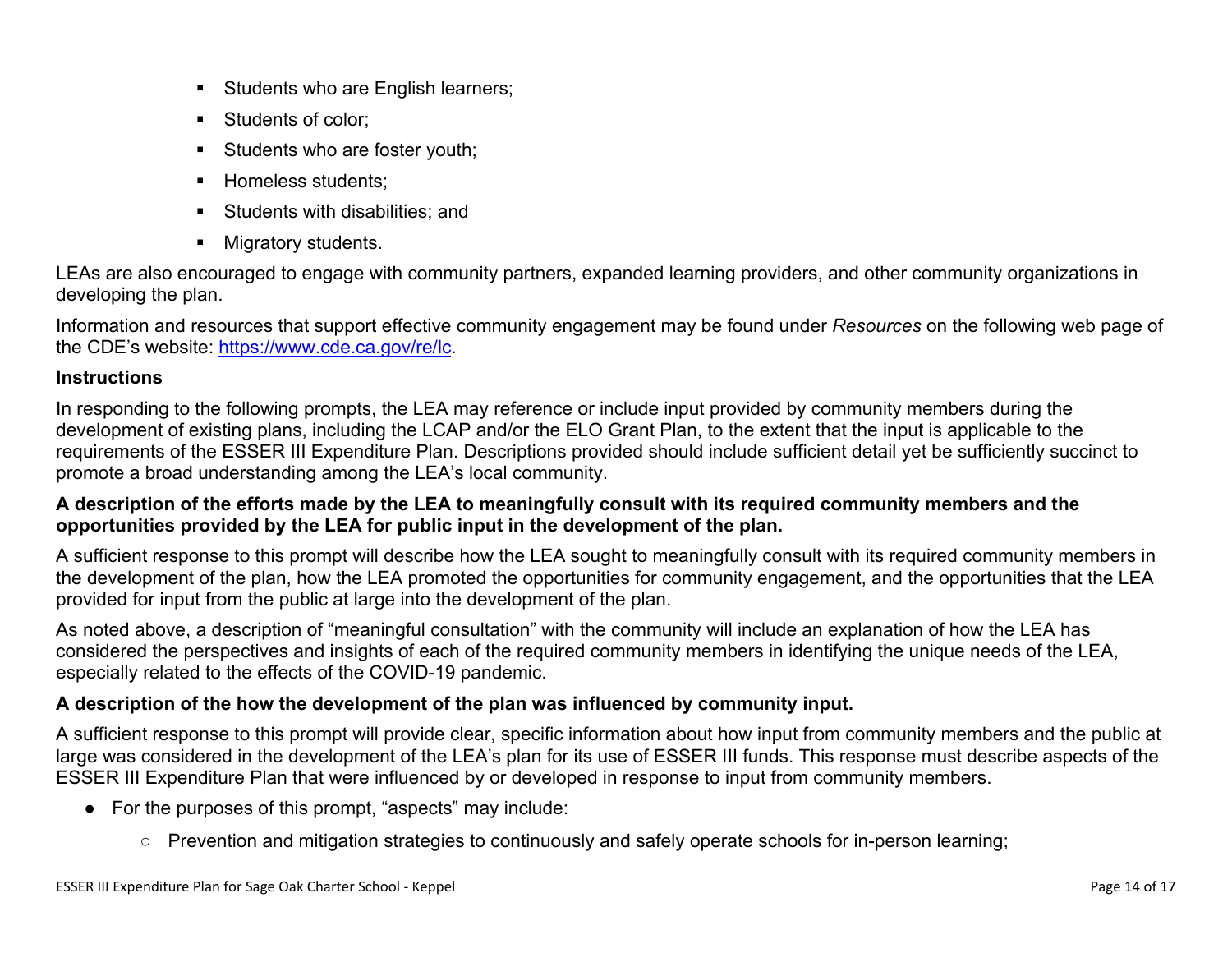- Students who are English learners;
- Students of color;
- Students who are foster youth;
- Homeless students;
- Students with disabilities; and
- Migratory students.

LEAs are also encouraged to engage with community partners, expanded learning providers, and other community organizations in developing the plan.

Information and resources that support effective community engagement may be found under *Resources* on the following web page of the CDE's website: [https://www.cde.ca.gov/re/lc](https://www.cde.ca.gov/re/lc).

**Instructions**

In responding to the following prompts, the LEA may reference or include input provided by community members during the development of existing plans, including the LCAP and/or the ELO Grant Plan, to the extent that the input is applicable to the requirements of the ESSER III Expenditure Plan. Descriptions provided should include sufficient detail yet be sufficiently succinct to promote a broad understanding among the LEA's local community.

**A description of the efforts made by the LEA to meaningfully consult with its required community members and the opportunities provided by the LEA for public input in the development of the plan.**

A sufficient response to this prompt will describe how the LEA sought to meaningfully consult with its required community members in the development of the plan, how the LEA promoted the opportunities for community engagement, and the opportunities that the LEA provided for input from the public at large into the development of the plan.

As noted above, a description of "meaningful consultation" with the community will include an explanation of how the LEA has considered the perspectives and insights of each of the required community members in identifying the unique needs of the LEA, especially related to the effects of the COVID-19 pandemic.

**A description of the how the development of the plan was influenced by community input.**

A sufficient response to this prompt will provide clear, specific information about how input from community members and the public at large was considered in the development of the LEA's plan for its use of ESSER III funds. This response must describe aspects of the ESSER III Expenditure Plan that were influenced by or developed in response to input from community members.

- For the purposes of this prompt, "aspects" may include:
  - Prevention and mitigation strategies to continuously and safely operate schools for in-person learning;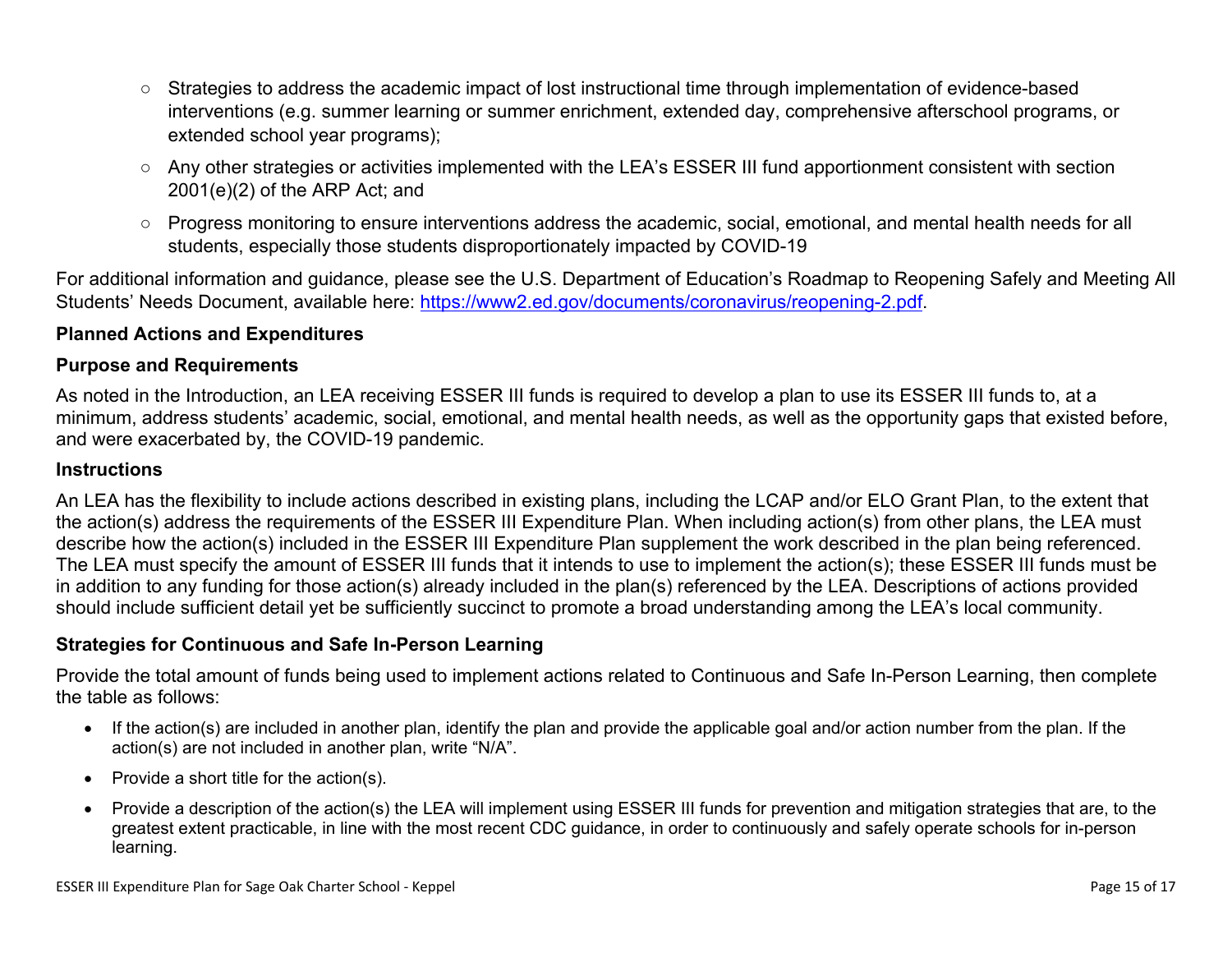- Strategies to address the academic impact of lost instructional time through implementation of evidence-based interventions (e.g. summer learning or summer enrichment, extended day, comprehensive afterschool programs, or extended school year programs);
- Any other strategies or activities implemented with the LEA's ESSER III fund apportionment consistent with section 2001(e)(2) of the ARP Act; and
- Progress monitoring to ensure interventions address the academic, social, emotional, and mental health needs for all students, especially those students disproportionately impacted by COVID-19

For additional information and guidance, please see the U.S. Department of Education's Roadmap to Reopening Safely and Meeting All Students' Needs Document, available here: [https://www2.ed.gov/documents/coronavirus/reopening-2.pdf](https://www2.ed.gov/documents/coronavirus/reopening-2.pdf).

### Planned Actions and Expenditures

#### Purpose and Requirements

As noted in the Introduction, an LEA receiving ESSER III funds is required to develop a plan to use its ESSER III funds to, at a minimum, address students' academic, social, emotional, and mental health needs, as well as the opportunity gaps that existed before, and were exacerbated by, the COVID-19 pandemic.

#### Instructions

An LEA has the flexibility to include actions described in existing plans, including the LCAP and/or ELO Grant Plan, to the extent that the action(s) address the requirements of the ESSER III Expenditure Plan. When including action(s) from other plans, the LEA must describe how the action(s) included in the ESSER III Expenditure Plan supplement the work described in the plan being referenced. The LEA must specify the amount of ESSER III funds that it intends to use to implement the action(s); these ESSER III funds must be in addition to any funding for those action(s) already included in the plan(s) referenced by the LEA. Descriptions of actions provided should include sufficient detail yet be sufficiently succinct to promote a broad understanding among the LEA's local community.

### Strategies for Continuous and Safe In-Person Learning

Provide the total amount of funds being used to implement actions related to Continuous and Safe In-Person Learning, then complete the table as follows:

- If the action(s) are included in another plan, identify the plan and provide the applicable goal and/or action number from the plan. If the action(s) are not included in another plan, write "N/A".
- Provide a short title for the action(s).
- Provide a description of the action(s) the LEA will implement using ESSER III funds for prevention and mitigation strategies that are, to the greatest extent practicable, in line with the most recent CDC guidance, in order to continuously and safely operate schools for in-person learning.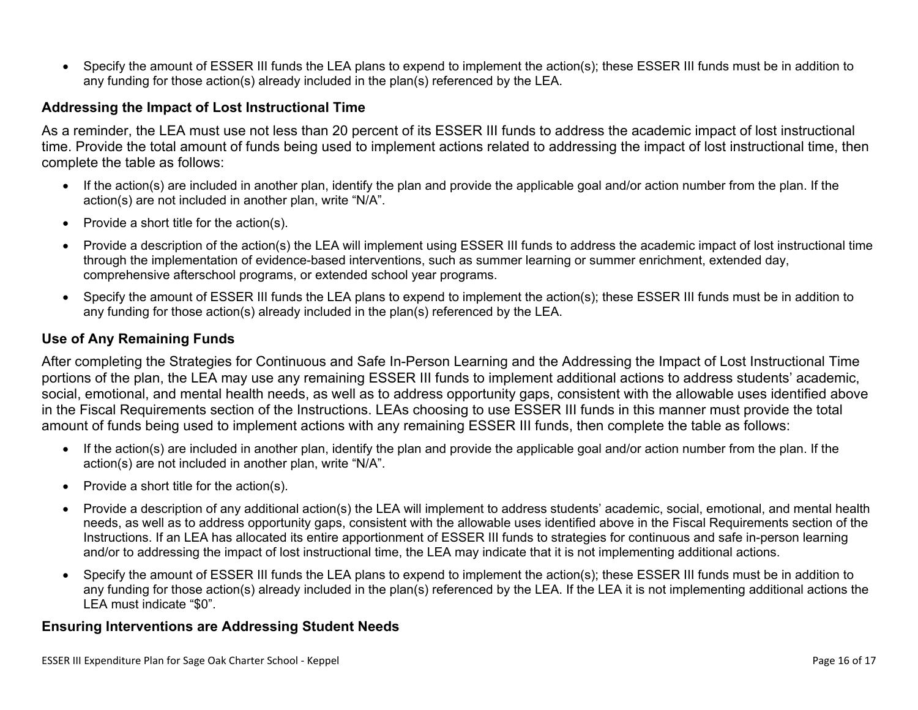- Specify the amount of ESSER III funds the LEA plans to expend to implement the action(s); these ESSER III funds must be in addition to any funding for those action(s) already included in the plan(s) referenced by the LEA.

### Addressing the Impact of Lost Instructional Time

As a reminder, the LEA must use not less than 20 percent of its ESSER III funds to address the academic impact of lost instructional time. Provide the total amount of funds being used to implement actions related to addressing the impact of lost instructional time, then complete the table as follows:

- If the action(s) are included in another plan, identify the plan and provide the applicable goal and/or action number from the plan. If the action(s) are not included in another plan, write "N/A".
- Provide a short title for the action(s).
- Provide a description of the action(s) the LEA will implement using ESSER III funds to address the academic impact of lost instructional time through the implementation of evidence-based interventions, such as summer learning or summer enrichment, extended day, comprehensive afterschool programs, or extended school year programs.
- Specify the amount of ESSER III funds the LEA plans to expend to implement the action(s); these ESSER III funds must be in addition to any funding for those action(s) already included in the plan(s) referenced by the LEA.

### Use of Any Remaining Funds

After completing the Strategies for Continuous and Safe In-Person Learning and the Addressing the Impact of Lost Instructional Time portions of the plan, the LEA may use any remaining ESSER III funds to implement additional actions to address students' academic, social, emotional, and mental health needs, as well as to address opportunity gaps, consistent with the allowable uses identified above in the Fiscal Requirements section of the Instructions. LEAs choosing to use ESSER III funds in this manner must provide the total amount of funds being used to implement actions with any remaining ESSER III funds, then complete the table as follows:

- If the action(s) are included in another plan, identify the plan and provide the applicable goal and/or action number from the plan. If the action(s) are not included in another plan, write "N/A".
- Provide a short title for the action(s).
- Provide a description of any additional action(s) the LEA will implement to address students' academic, social, emotional, and mental health needs, as well as to address opportunity gaps, consistent with the allowable uses identified above in the Fiscal Requirements section of the Instructions. If an LEA has allocated its entire apportionment of ESSER III funds to strategies for continuous and safe in-person learning and/or to addressing the impact of lost instructional time, the LEA may indicate that it is not implementing additional actions.
- Specify the amount of ESSER III funds the LEA plans to expend to implement the action(s); these ESSER III funds must be in addition to any funding for those action(s) already included in the plan(s) referenced by the LEA. If the LEA it is not implementing additional actions the LEA must indicate "$0".

### Ensuring Interventions are Addressing Student Needs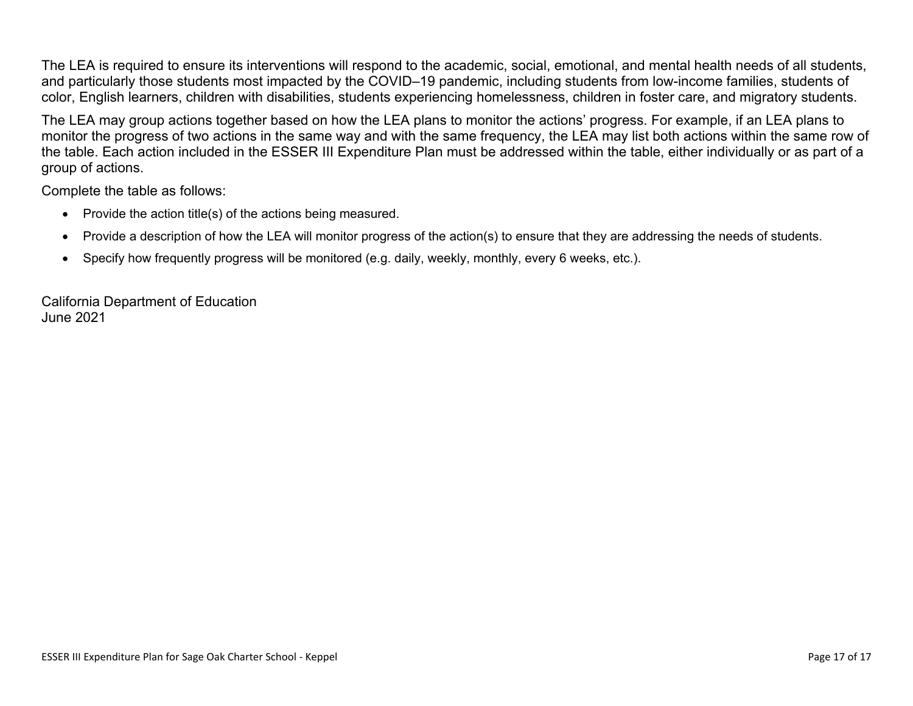The LEA is required to ensure its interventions will respond to the academic, social, emotional, and mental health needs of all students, and particularly those students most impacted by the COVID–19 pandemic, including students from low-income families, students of color, English learners, children with disabilities, students experiencing homelessness, children in foster care, and migratory students.

The LEA may group actions together based on how the LEA plans to monitor the actions' progress. For example, if an LEA plans to monitor the progress of two actions in the same way and with the same frequency, the LEA may list both actions within the same row of the table. Each action included in the ESSER III Expenditure Plan must be addressed within the table, either individually or as part of a group of actions.

Complete the table as follows:

- Provide the action title(s) of the actions being measured.
- Provide a description of how the LEA will monitor progress of the action(s) to ensure that they are addressing the needs of students.
- Specify how frequently progress will be monitored (e.g. daily, weekly, monthly, every 6 weeks, etc.).

California Department of Education
June 2021